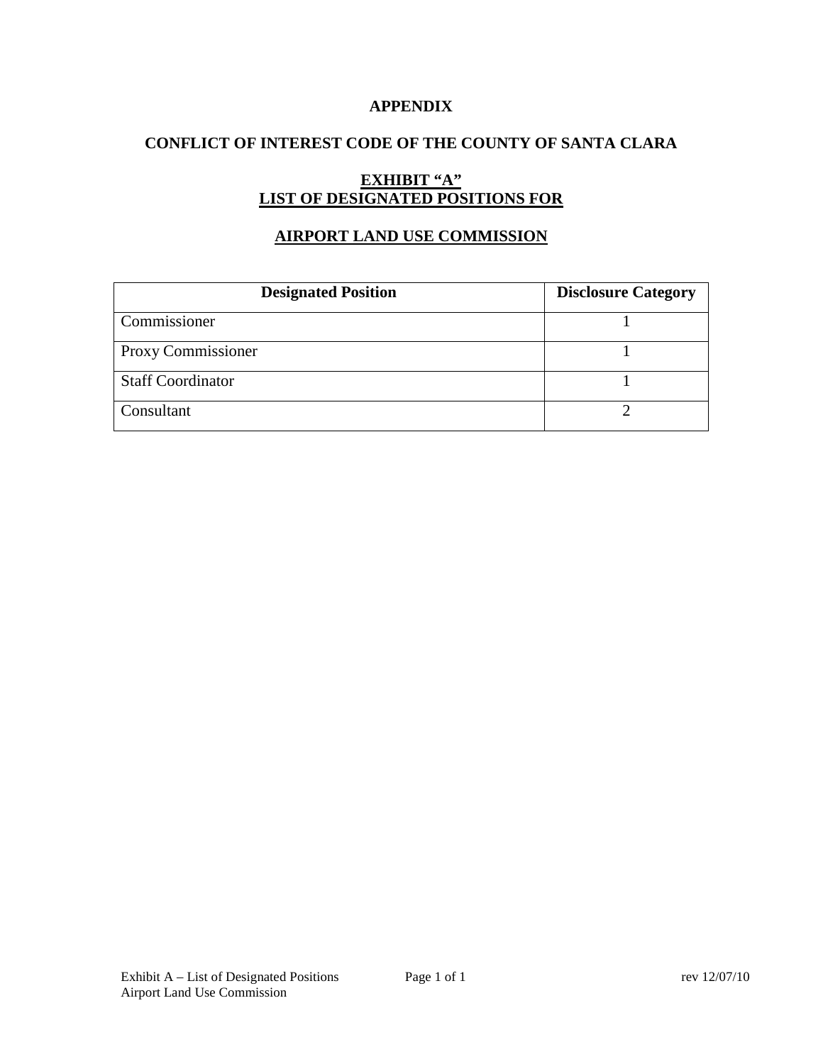# APPENDIX

## CONFLICT OF INTEREST CODE OF THE COUNTY OF SANTA CLARA

## EXHIBIT "A"
## LIST OF DESIGNATED POSITIONS FOR

## AIRPORT LAND USE COMMISSION

| Designated Position | Disclosure Category |
|---|---|
| Commissioner | 1 |
| Proxy Commissioner | 1 |
| Staff Coordinator | 1 |
| Consultant | 2 |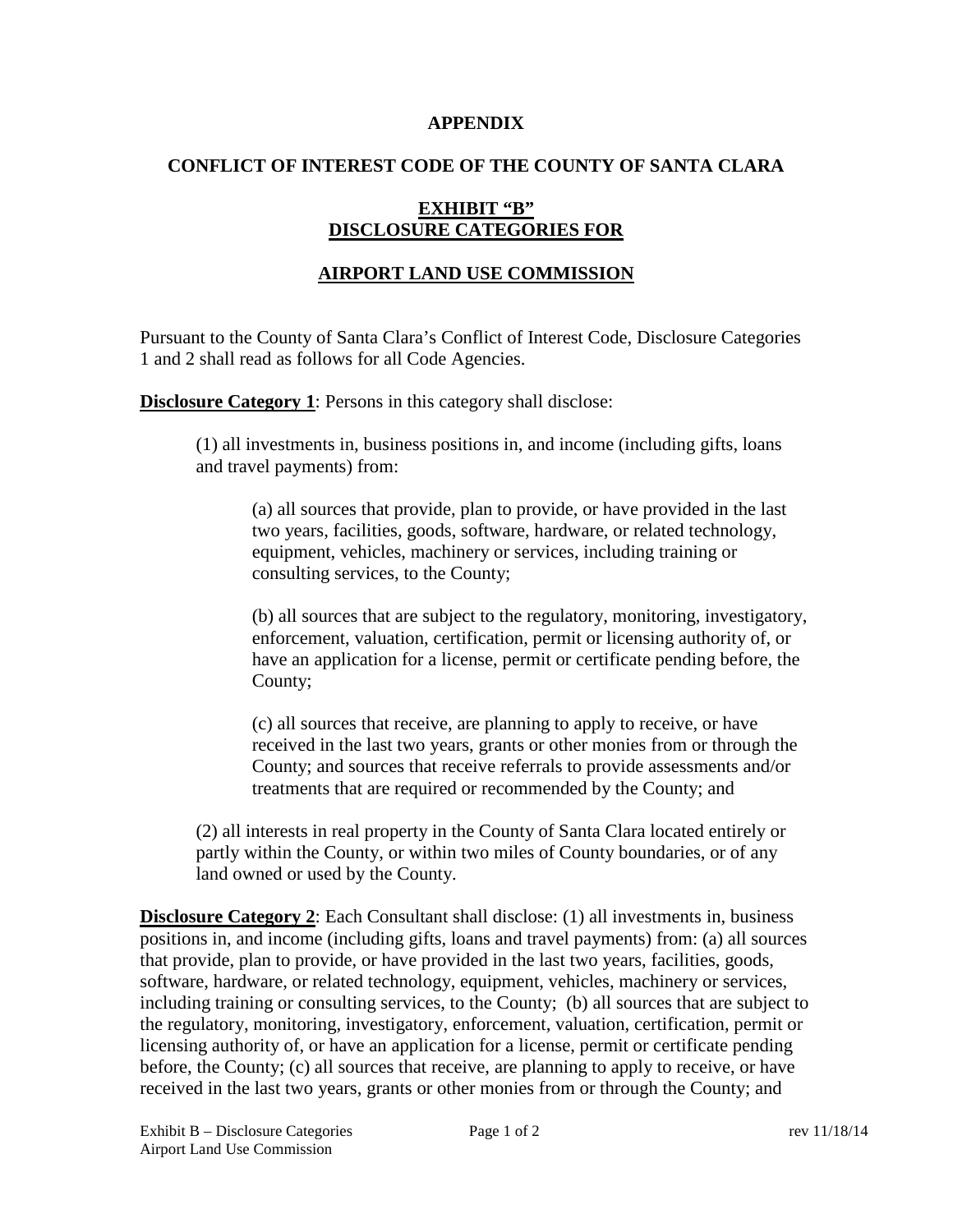**APPENDIX**

**CONFLICT OF INTEREST CODE OF THE COUNTY OF SANTA CLARA**

**EXHIBIT "B"**
**DISCLOSURE CATEGORIES FOR**

**AIRPORT LAND USE COMMISSION**

Pursuant to the County of Santa Clara's Conflict of Interest Code, Disclosure Categories 1 and 2 shall read as follows for all Code Agencies.

**Disclosure Category 1**: Persons in this category shall disclose:

(1) all investments in, business positions in, and income (including gifts, loans and travel payments) from:

(a) all sources that provide, plan to provide, or have provided in the last two years, facilities, goods, software, hardware, or related technology, equipment, vehicles, machinery or services, including training or consulting services, to the County;

(b) all sources that are subject to the regulatory, monitoring, investigatory, enforcement, valuation, certification, permit or licensing authority of, or have an application for a license, permit or certificate pending before, the County;

(c) all sources that receive, are planning to apply to receive, or have received in the last two years, grants or other monies from or through the County; and sources that receive referrals to provide assessments and/or treatments that are required or recommended by the County; and

(2) all interests in real property in the County of Santa Clara located entirely or partly within the County, or within two miles of County boundaries, or of any land owned or used by the County.

**Disclosure Category 2**: Each Consultant shall disclose: (1) all investments in, business positions in, and income (including gifts, loans and travel payments) from: (a) all sources that provide, plan to provide, or have provided in the last two years, facilities, goods, software, hardware, or related technology, equipment, vehicles, machinery or services, including training or consulting services, to the County; (b) all sources that are subject to the regulatory, monitoring, investigatory, enforcement, valuation, certification, permit or licensing authority of, or have an application for a license, permit or certificate pending before, the County; (c) all sources that receive, are planning to apply to receive, or have received in the last two years, grants or other monies from or through the County; and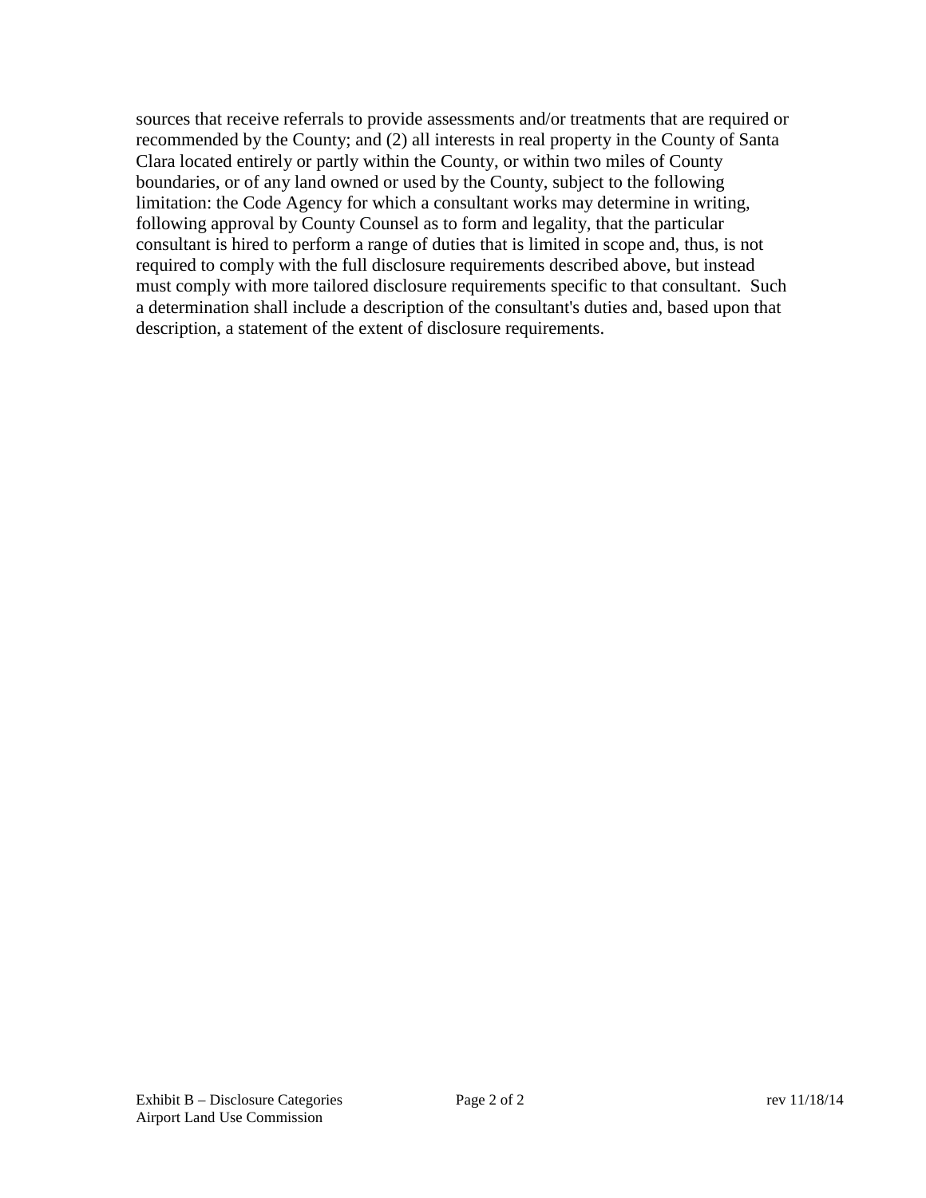sources that receive referrals to provide assessments and/or treatments that are required or recommended by the County; and (2) all interests in real property in the County of Santa Clara located entirely or partly within the County, or within two miles of County boundaries, or of any land owned or used by the County, subject to the following limitation: the Code Agency for which a consultant works may determine in writing, following approval by County Counsel as to form and legality, that the particular consultant is hired to perform a range of duties that is limited in scope and, thus, is not required to comply with the full disclosure requirements described above, but instead must comply with more tailored disclosure requirements specific to that consultant. Such a determination shall include a description of the consultant's duties and, based upon that description, a statement of the extent of disclosure requirements.